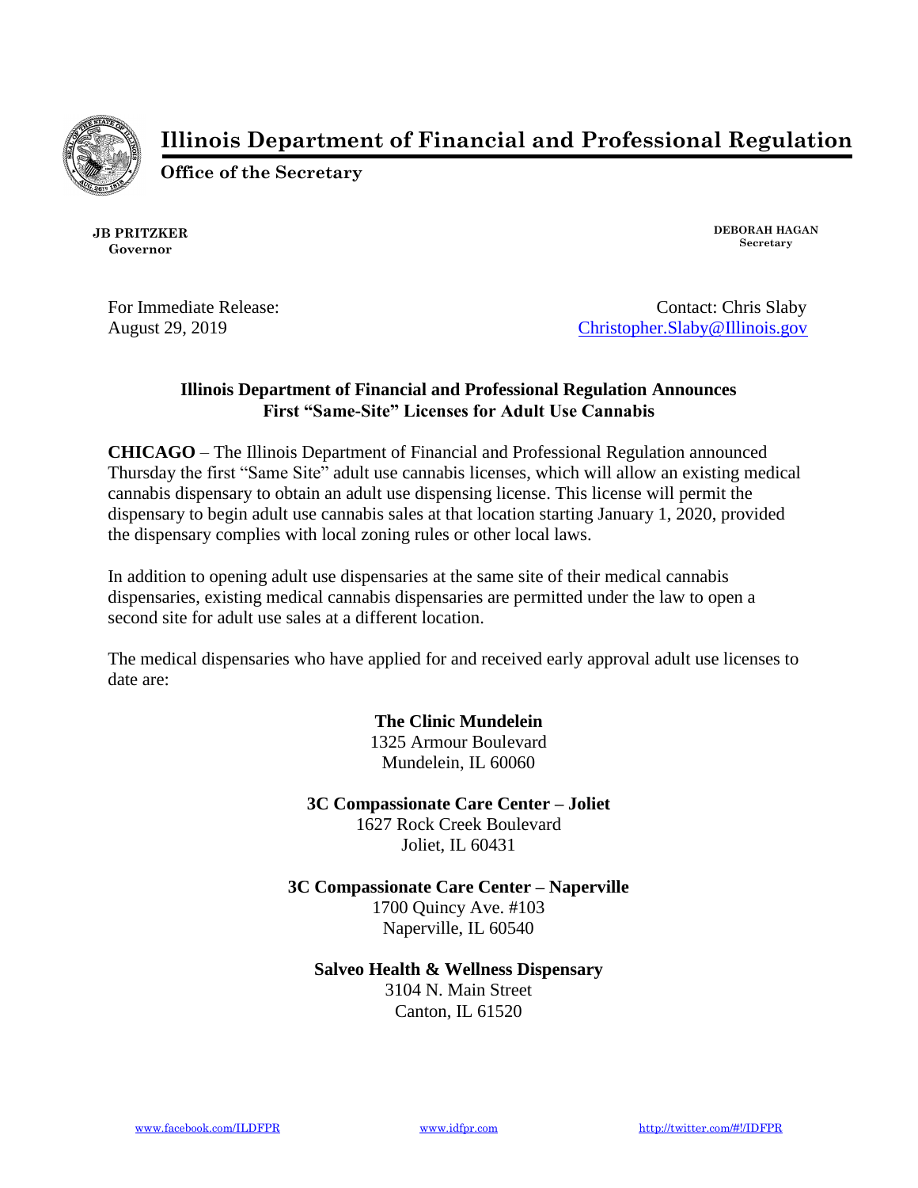# Illinois Department of Financial and Professional Regulation

**Office of the Secretary**

**JB PRITZKER**
**Governor**

**DEBORAH HAGAN**
**Secretary**

For Immediate Release:
August 29, 2019

Contact: Chris Slaby
Christopher.Slaby@Illinois.gov

## Illinois Department of Financial and Professional Regulation Announces First "Same-Site" Licenses for Adult Use Cannabis

**CHICAGO** – The Illinois Department of Financial and Professional Regulation announced Thursday the first "Same Site" adult use cannabis licenses, which will allow an existing medical cannabis dispensary to obtain an adult use dispensing license. This license will permit the dispensary to begin adult use cannabis sales at that location starting January 1, 2020, provided the dispensary complies with local zoning rules or other local laws.

In addition to opening adult use dispensaries at the same site of their medical cannabis dispensaries, existing medical cannabis dispensaries are permitted under the law to open a second site for adult use sales at a different location.

The medical dispensaries who have applied for and received early approval adult use licenses to date are:

**The Clinic Mundelein**
1325 Armour Boulevard
Mundelein, IL 60060

**3C Compassionate Care Center – Joliet**
1627 Rock Creek Boulevard
Joliet, IL 60431

**3C Compassionate Care Center – Naperville**
1700 Quincy Ave. #103
Naperville, IL 60540

**Salveo Health & Wellness Dispensary**
3104 N. Main Street
Canton, IL 61520

www.facebook.com/ILDFPR www.idfpr.com http://twitter.com/#!/IDFPR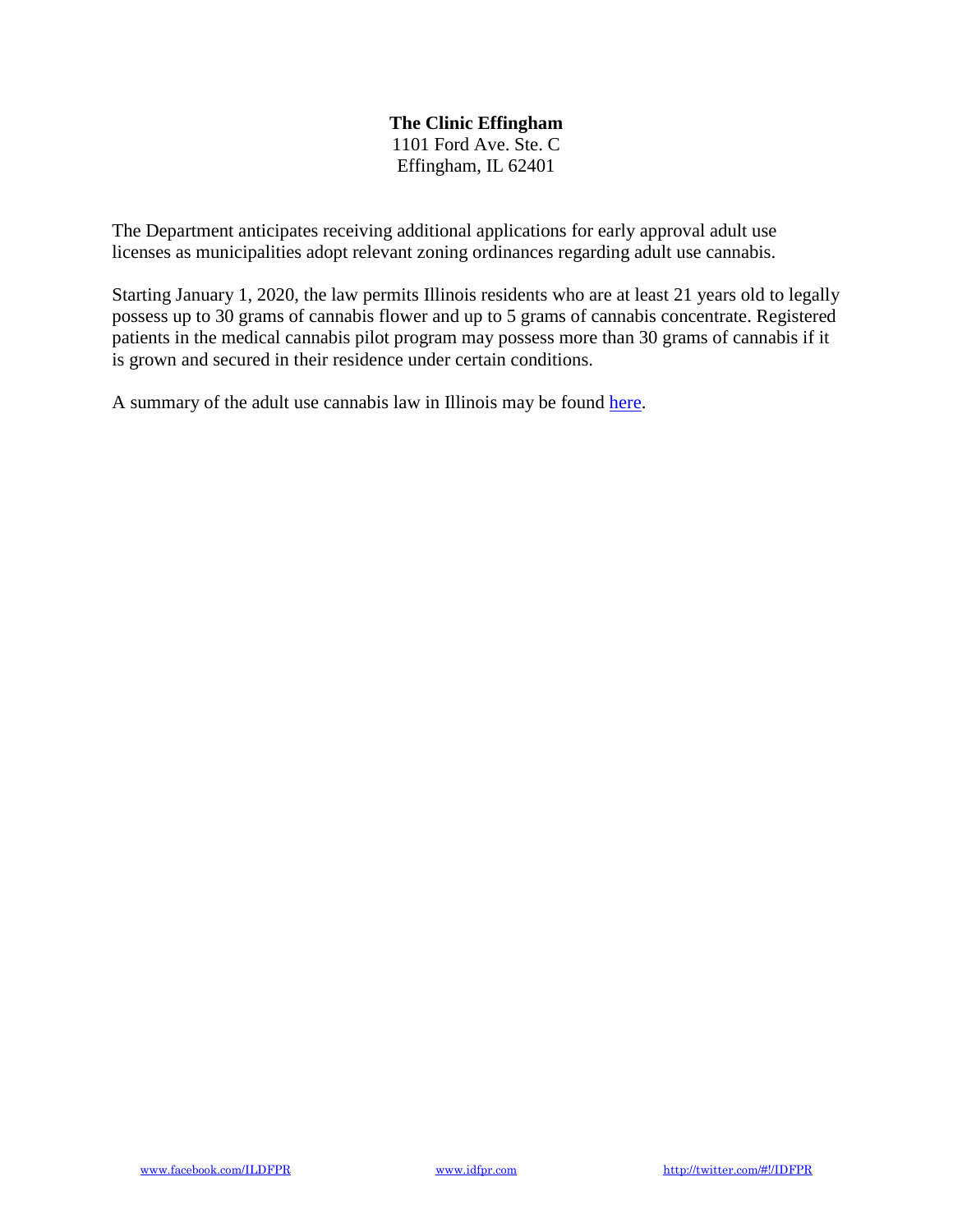**The Clinic Effingham**
1101 Ford Ave. Ste. C
Effingham, IL 62401

The Department anticipates receiving additional applications for early approval adult use licenses as municipalities adopt relevant zoning ordinances regarding adult use cannabis.

Starting January 1, 2020, the law permits Illinois residents who are at least 21 years old to legally possess up to 30 grams of cannabis flower and up to 5 grams of cannabis concentrate. Registered patients in the medical cannabis pilot program may possess more than 30 grams of cannabis if it is grown and secured in their residence under certain conditions.

A summary of the adult use cannabis law in Illinois may be found here.

www.facebook.com/ILDFPR www.idfpr.com http://twitter.com/#!/IDFPR